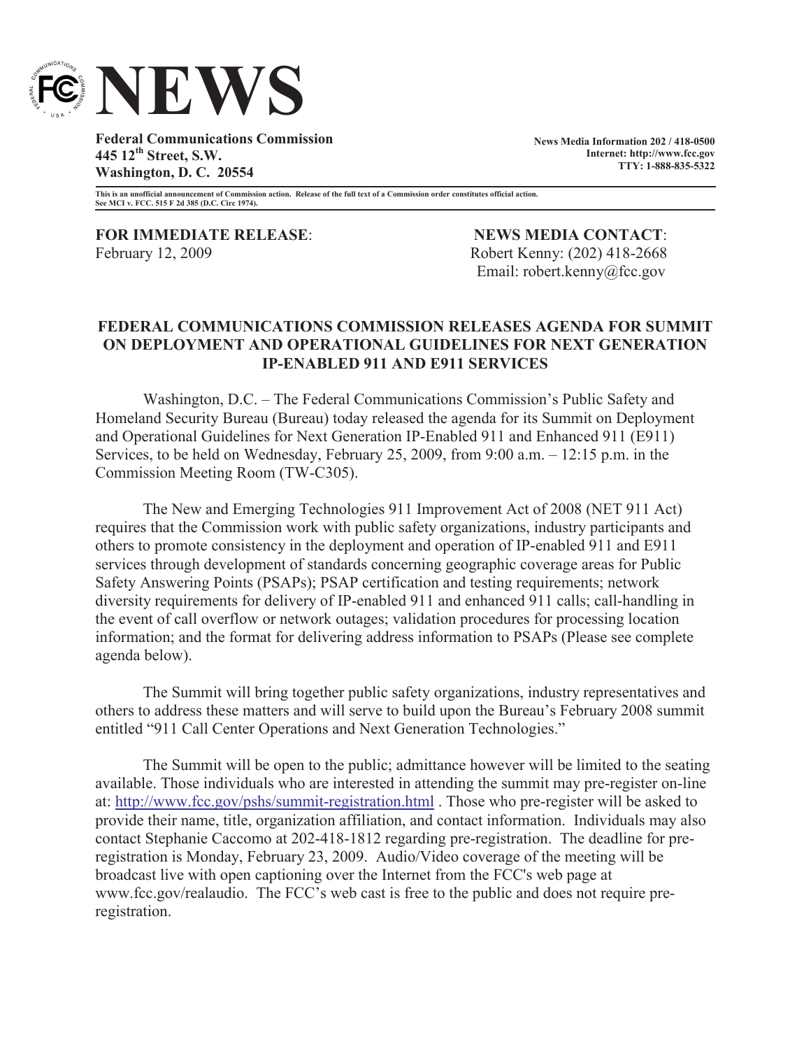# NEWS

**Federal Communications Commission**
**445 12th Street, S.W.**
**Washington, D. C. 20554**

**News Media Information 202 / 418-0500**
**Internet: http://www.fcc.gov**
**TTY: 1-888-835-5322**

**This is an unofficial announcement of Commission action. Release of the full text of a Commission order constitutes official action. See MCI v. FCC. 515 F 2d 385 (D.C. Circ 1974).**

**FOR IMMEDIATE RELEASE**:
February 12, 2009

**NEWS MEDIA CONTACT**:
Robert Kenny: (202) 418-2668
Email: robert.kenny@fcc.gov

## FEDERAL COMMUNICATIONS COMMISSION RELEASES AGENDA FOR SUMMIT ON DEPLOYMENT AND OPERATIONAL GUIDELINES FOR NEXT GENERATION IP-ENABLED 911 AND E911 SERVICES

Washington, D.C. – The Federal Communications Commission's Public Safety and Homeland Security Bureau (Bureau) today released the agenda for its Summit on Deployment and Operational Guidelines for Next Generation IP-Enabled 911 and Enhanced 911 (E911) Services, to be held on Wednesday, February 25, 2009, from 9:00 a.m. – 12:15 p.m. in the Commission Meeting Room (TW-C305).

The New and Emerging Technologies 911 Improvement Act of 2008 (NET 911 Act) requires that the Commission work with public safety organizations, industry participants and others to promote consistency in the deployment and operation of IP-enabled 911 and E911 services through development of standards concerning geographic coverage areas for Public Safety Answering Points (PSAPs); PSAP certification and testing requirements; network diversity requirements for delivery of IP-enabled 911 and enhanced 911 calls; call-handling in the event of call overflow or network outages; validation procedures for processing location information; and the format for delivering address information to PSAPs (Please see complete agenda below).

The Summit will bring together public safety organizations, industry representatives and others to address these matters and will serve to build upon the Bureau's February 2008 summit entitled "911 Call Center Operations and Next Generation Technologies."

The Summit will be open to the public; admittance however will be limited to the seating available. Those individuals who are interested in attending the summit may pre-register on-line at: http://www.fcc.gov/pshs/summit-registration.html . Those who pre-register will be asked to provide their name, title, organization affiliation, and contact information. Individuals may also contact Stephanie Caccomo at 202-418-1812 regarding pre-registration. The deadline for pre-registration is Monday, February 23, 2009. Audio/Video coverage of the meeting will be broadcast live with open captioning over the Internet from the FCC's web page at www.fcc.gov/realaudio. The FCC's web cast is free to the public and does not require pre-registration.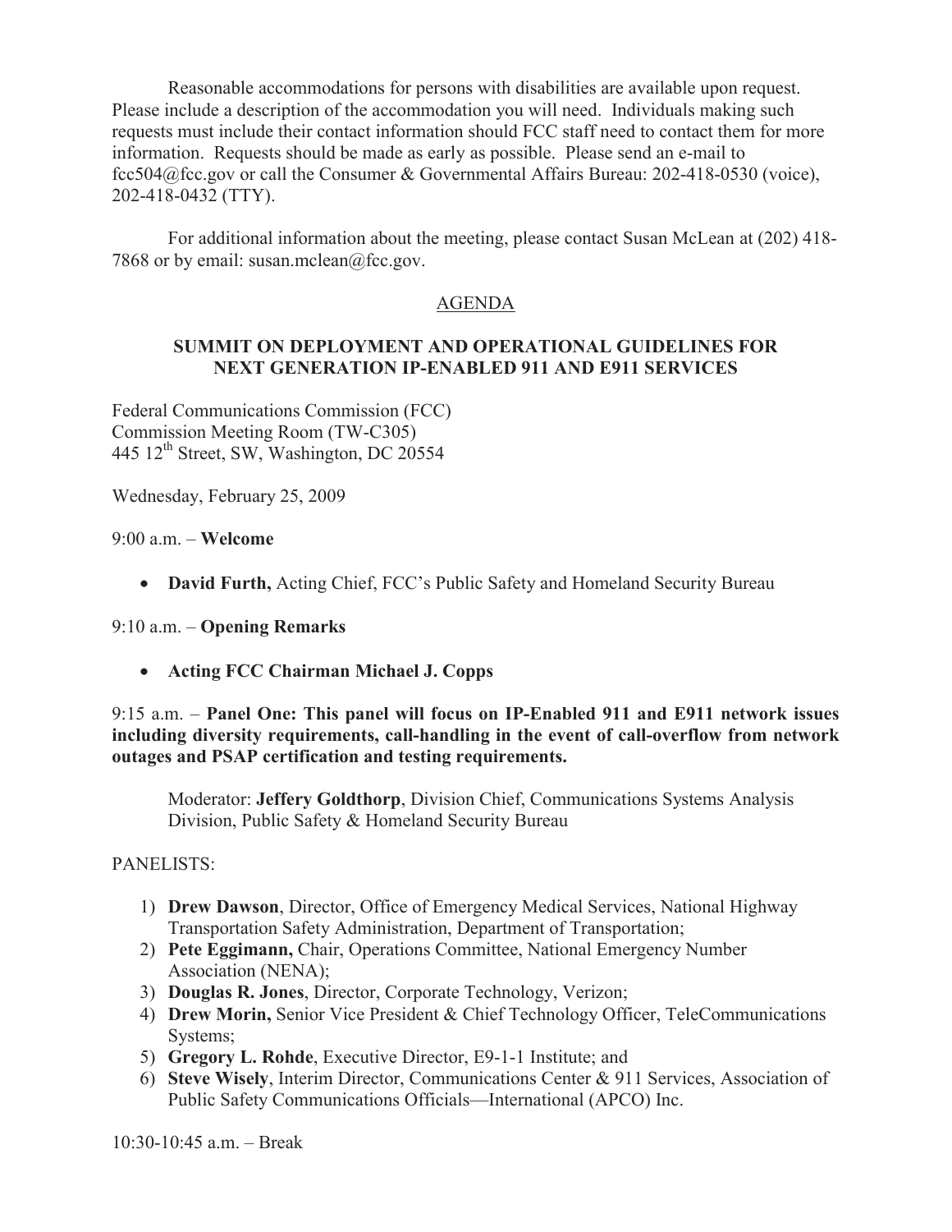Reasonable accommodations for persons with disabilities are available upon request. Please include a description of the accommodation you will need. Individuals making such requests must include their contact information should FCC staff need to contact them for more information. Requests should be made as early as possible. Please send an e-mail to fcc504@fcc.gov or call the Consumer & Governmental Affairs Bureau: 202-418-0530 (voice), 202-418-0432 (TTY).

For additional information about the meeting, please contact Susan McLean at (202) 418-7868 or by email: susan.mclean@fcc.gov.

## AGENDA

### SUMMIT ON DEPLOYMENT AND OPERATIONAL GUIDELINES FOR NEXT GENERATION IP-ENABLED 911 AND E911 SERVICES

Federal Communications Commission (FCC)
Commission Meeting Room (TW-C305)
445 12th Street, SW, Washington, DC 20554

Wednesday, February 25, 2009

9:00 a.m. – **Welcome**

- **David Furth,** Acting Chief, FCC's Public Safety and Homeland Security Bureau

9:10 a.m. – **Opening Remarks**

- **Acting FCC Chairman Michael J. Copps**

9:15 a.m. – **Panel One: This panel will focus on IP-Enabled 911 and E911 network issues including diversity requirements, call-handling in the event of call-overflow from network outages and PSAP certification and testing requirements.**

Moderator: **Jeffery Goldthorp**, Division Chief, Communications Systems Analysis Division, Public Safety & Homeland Security Bureau

PANELISTS:

1) **Drew Dawson**, Director, Office of Emergency Medical Services, National Highway Transportation Safety Administration, Department of Transportation;
2) **Pete Eggimann,** Chair, Operations Committee, National Emergency Number Association (NENA);
3) **Douglas R. Jones**, Director, Corporate Technology, Verizon;
4) **Drew Morin,** Senior Vice President & Chief Technology Officer, TeleCommunications Systems;
5) **Gregory L. Rohde**, Executive Director, E9-1-1 Institute; and
6) **Steve Wisely**, Interim Director, Communications Center & 911 Services, Association of Public Safety Communications Officials—International (APCO) Inc.

10:30-10:45 a.m. – Break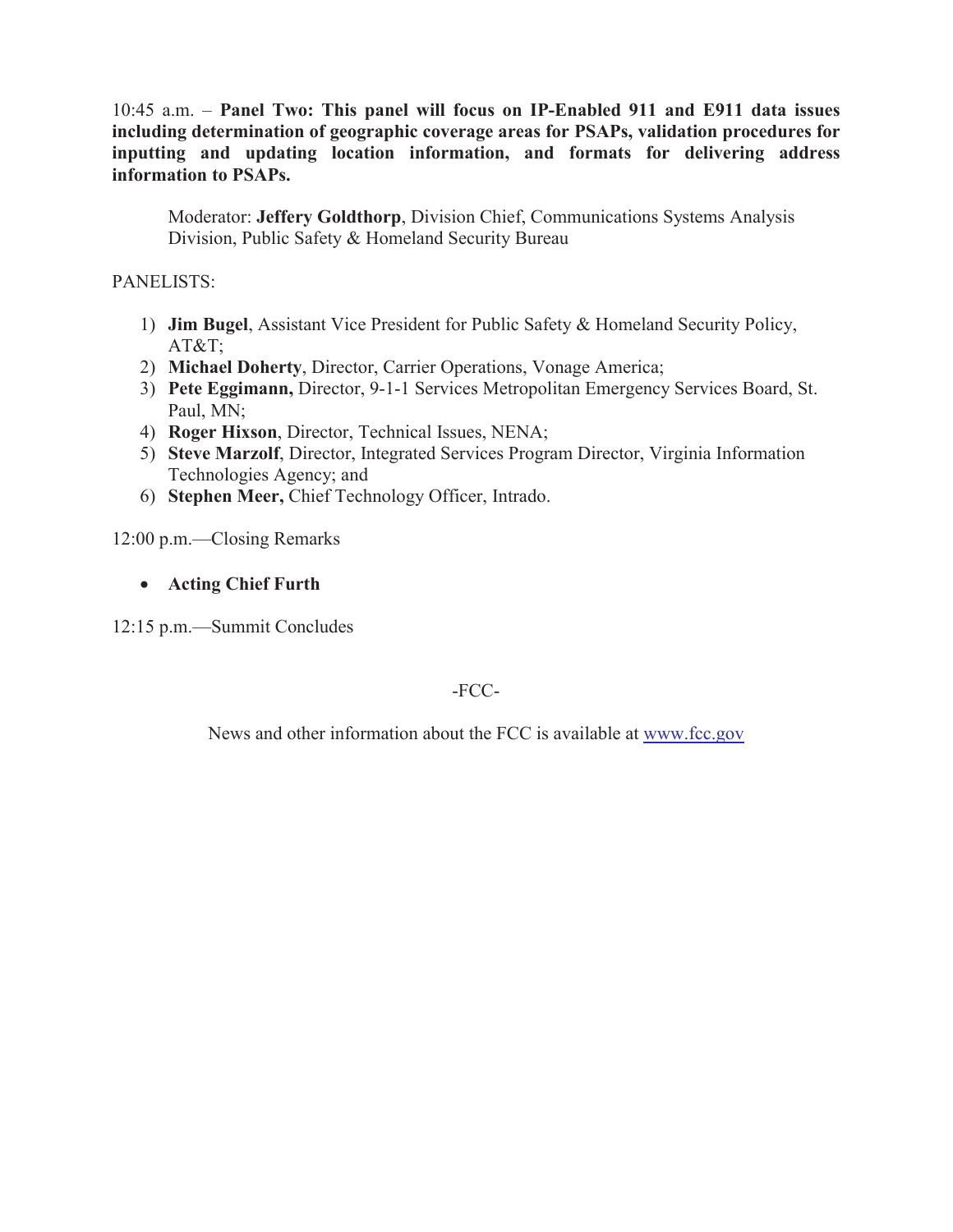10:45 a.m. – **Panel Two: This panel will focus on IP-Enabled 911 and E911 data issues including determination of geographic coverage areas for PSAPs, validation procedures for inputting and updating location information, and formats for delivering address information to PSAPs.**

Moderator: **Jeffery Goldthorp**, Division Chief, Communications Systems Analysis Division, Public Safety & Homeland Security Bureau

PANELISTS:

1) **Jim Bugel**, Assistant Vice President for Public Safety & Homeland Security Policy, AT&T;
2) **Michael Doherty**, Director, Carrier Operations, Vonage America;
3) **Pete Eggimann,** Director, 9-1-1 Services Metropolitan Emergency Services Board, St. Paul, MN;
4) **Roger Hixson**, Director, Technical Issues, NENA;
5) **Steve Marzolf**, Director, Integrated Services Program Director, Virginia Information Technologies Agency; and
6) **Stephen Meer,** Chief Technology Officer, Intrado.

12:00 p.m.—Closing Remarks

- **Acting Chief Furth**

12:15 p.m.—Summit Concludes

-FCC-

News and other information about the FCC is available at www.fcc.gov